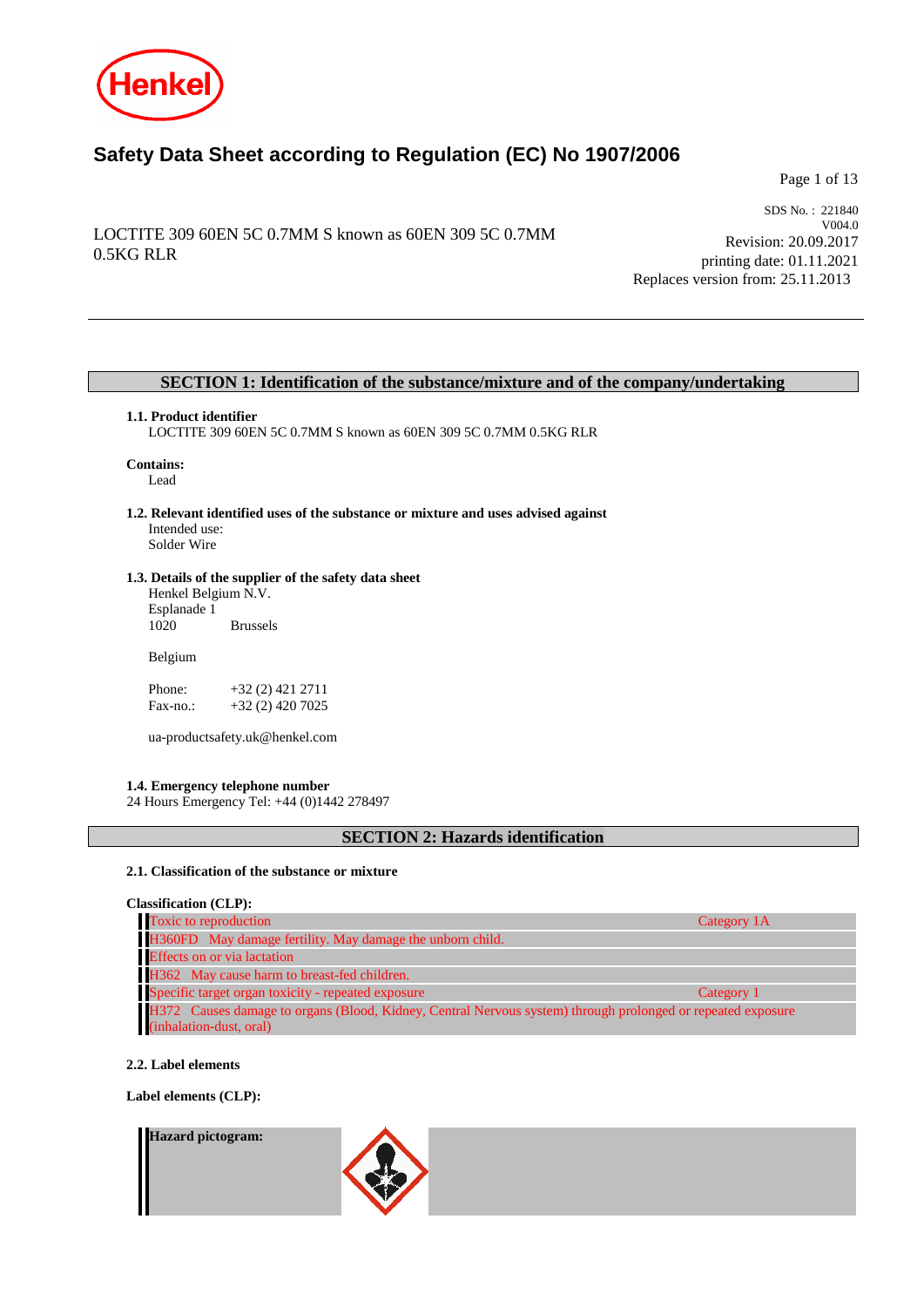# Safety Data Sheet according to Regulation (EC) No 1907/2006

LOCTITE 309 60EN 5C 0.7MM S known as 60EN 309 5C 0.7MM 0.5KG RLR

SDS No. : 221840
V004.0
Revision: 20.09.2017
printing date: 01.11.2021
Replaces version from: 25.11.2013

## SECTION 1: Identification of the substance/mixture and of the company/undertaking

**1.1. Product identifier**
LOCTITE 309 60EN 5C 0.7MM S known as 60EN 309 5C 0.7MM 0.5KG RLR

**Contains:**
Lead

**1.2. Relevant identified uses of the substance or mixture and uses advised against**
Intended use:
Solder Wire

**1.3. Details of the supplier of the safety data sheet**
Henkel Belgium N.V.
Esplanade 1
1020 Brussels

Belgium

Phone: +32 (2) 421 2711
Fax-no.: +32 (2) 420 7025

ua-productsafety.uk@henkel.com

**1.4. Emergency telephone number**
24 Hours Emergency Tel: +44 (0)1442 278497

## SECTION 2: Hazards identification

**2.1. Classification of the substance or mixture**

**Classification (CLP):**

| | |
|---|---|
| Toxic to reproduction | Category 1A |
| H360FD May damage fertility. May damage the unborn child. | |
| Effects on or via lactation | |
| H362 May cause harm to breast-fed children. | |
| Specific target organ toxicity - repeated exposure | Category 1 |
| H372 Causes damage to organs (Blood, Kidney, Central Nervous system) through prolonged or repeated exposure (inhalation-dust, oral) | |

**2.2. Label elements**

**Label elements (CLP):**

**Hazard pictogram:**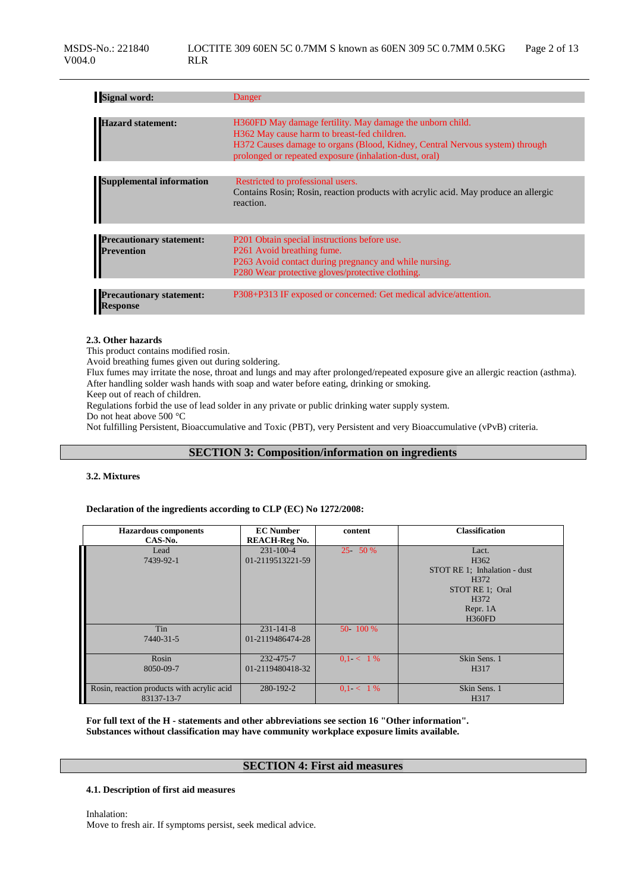| | |
|---|---|
| **Signal word:** | Danger |
| **Hazard statement:** | H360FD May damage fertility. May damage the unborn child.<br>H362 May cause harm to breast-fed children.<br>H372 Causes damage to organs (Blood, Kidney, Central Nervous system) through prolonged or repeated exposure (inhalation-dust, oral) |
| **Supplemental information** | Restricted to professional users.<br>Contains Rosin; Rosin, reaction products with acrylic acid. May produce an allergic reaction. |
| **Precautionary statement: Prevention** | P201 Obtain special instructions before use.<br>P261 Avoid breathing fume.<br>P263 Avoid contact during pregnancy and while nursing.<br>P280 Wear protective gloves/protective clothing. |
| **Precautionary statement: Response** | P308+P313 IF exposed or concerned: Get medical advice/attention. |

**2.3. Other hazards**

This product contains modified rosin.
Avoid breathing fumes given out during soldering.
Flux fumes may irritate the nose, throat and lungs and may after prolonged/repeated exposure give an allergic reaction (asthma).
After handling solder wash hands with soap and water before eating, drinking or smoking.
Keep out of reach of children.
Regulations forbid the use of lead solder in any private or public drinking water supply system.
Do not heat above 500 °C
Not fulfilling Persistent, Bioaccumulative and Toxic (PBT), very Persistent and very Bioaccumulative (vPvB) criteria.

## SECTION 3: Composition/information on ingredients

**3.2. Mixtures**

**Declaration of the ingredients according to CLP (EC) No 1272/2008:**

| Hazardous components<br>CAS-No. | EC Number<br>REACH-Reg No. | content | Classification |
|---|---|---|---|
| Lead<br>7439-92-1 | 231-100-4<br>01-2119513221-59 | 25- 50 % | Lact.<br>H362<br>STOT RE 1; Inhalation - dust<br>H372<br>STOT RE 1; Oral<br>H372<br>Repr. 1A<br>H360FD |
| Tin<br>7440-31-5 | 231-141-8<br>01-2119486474-28 | 50- 100 % | |
| Rosin<br>8050-09-7 | 232-475-7<br>01-2119480418-32 | 0,1- < 1 % | Skin Sens. 1<br>H317 |
| Rosin, reaction products with acrylic acid<br>83137-13-7 | 280-192-2 | 0,1- < 1 % | Skin Sens. 1<br>H317 |

**For full text of the H - statements and other abbreviations see section 16 "Other information".**
**Substances without classification may have community workplace exposure limits available.**

## SECTION 4: First aid measures

**4.1. Description of first aid measures**

Inhalation:
Move to fresh air. If symptoms persist, seek medical advice.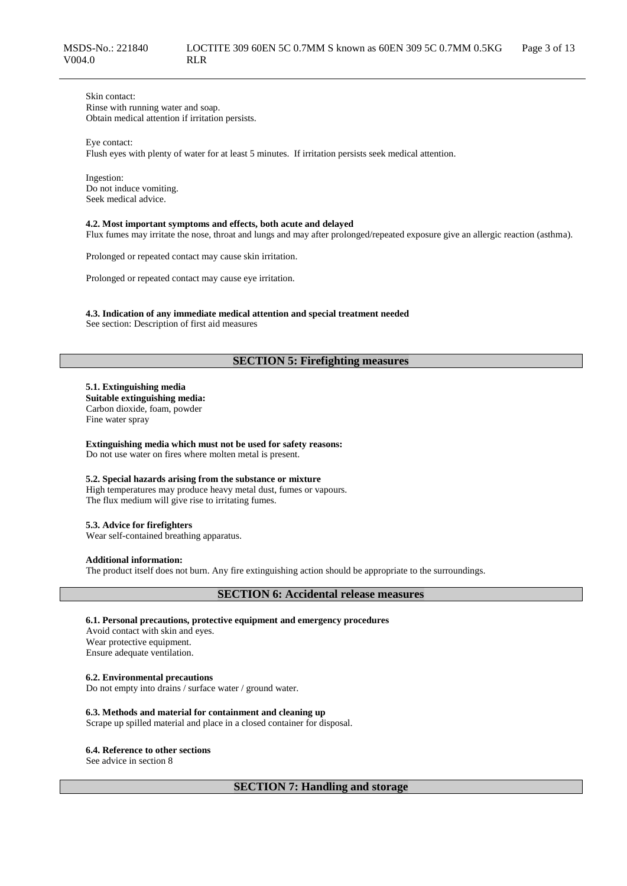Skin contact:
Rinse with running water and soap.
Obtain medical attention if irritation persists.

Eye contact:
Flush eyes with plenty of water for at least 5 minutes. If irritation persists seek medical attention.

Ingestion:
Do not induce vomiting.
Seek medical advice.

**4.2. Most important symptoms and effects, both acute and delayed**
Flux fumes may irritate the nose, throat and lungs and may after prolonged/repeated exposure give an allergic reaction (asthma).

Prolonged or repeated contact may cause skin irritation.

Prolonged or repeated contact may cause eye irritation.

**4.3. Indication of any immediate medical attention and special treatment needed**
See section: Description of first aid measures

## SECTION 5: Firefighting measures

**5.1. Extinguishing media**
**Suitable extinguishing media:**
Carbon dioxide, foam, powder
Fine water spray

**Extinguishing media which must not be used for safety reasons:**
Do not use water on fires where molten metal is present.

**5.2. Special hazards arising from the substance or mixture**
High temperatures may produce heavy metal dust, fumes or vapours.
The flux medium will give rise to irritating fumes.

**5.3. Advice for firefighters**
Wear self-contained breathing apparatus.

**Additional information:**
The product itself does not burn. Any fire extinguishing action should be appropriate to the surroundings.

## SECTION 6: Accidental release measures

**6.1. Personal precautions, protective equipment and emergency procedures**
Avoid contact with skin and eyes.
Wear protective equipment.
Ensure adequate ventilation.

**6.2. Environmental precautions**
Do not empty into drains / surface water / ground water.

**6.3. Methods and material for containment and cleaning up**
Scrape up spilled material and place in a closed container for disposal.

**6.4. Reference to other sections**
See advice in section 8

## SECTION 7: Handling and storage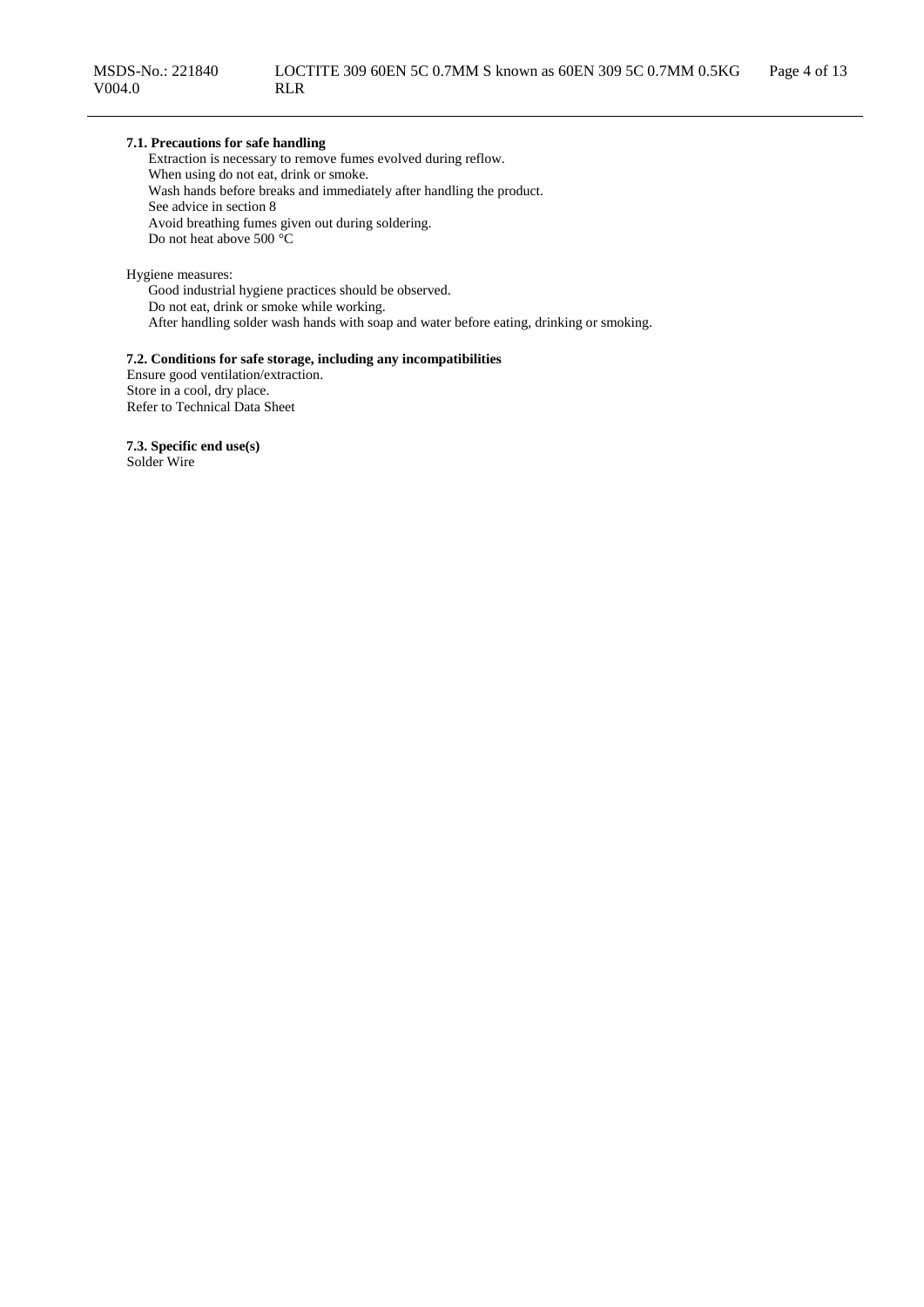**7.1. Precautions for safe handling**

Extraction is necessary to remove fumes evolved during reflow.
When using do not eat, drink or smoke.
Wash hands before breaks and immediately after handling the product.
See advice in section 8
Avoid breathing fumes given out during soldering.
Do not heat above 500 °C

Hygiene measures:

Good industrial hygiene practices should be observed.
Do not eat, drink or smoke while working.
After handling solder wash hands with soap and water before eating, drinking or smoking.

**7.2. Conditions for safe storage, including any incompatibilities**

Ensure good ventilation/extraction.
Store in a cool, dry place.
Refer to Technical Data Sheet

**7.3. Specific end use(s)**

Solder Wire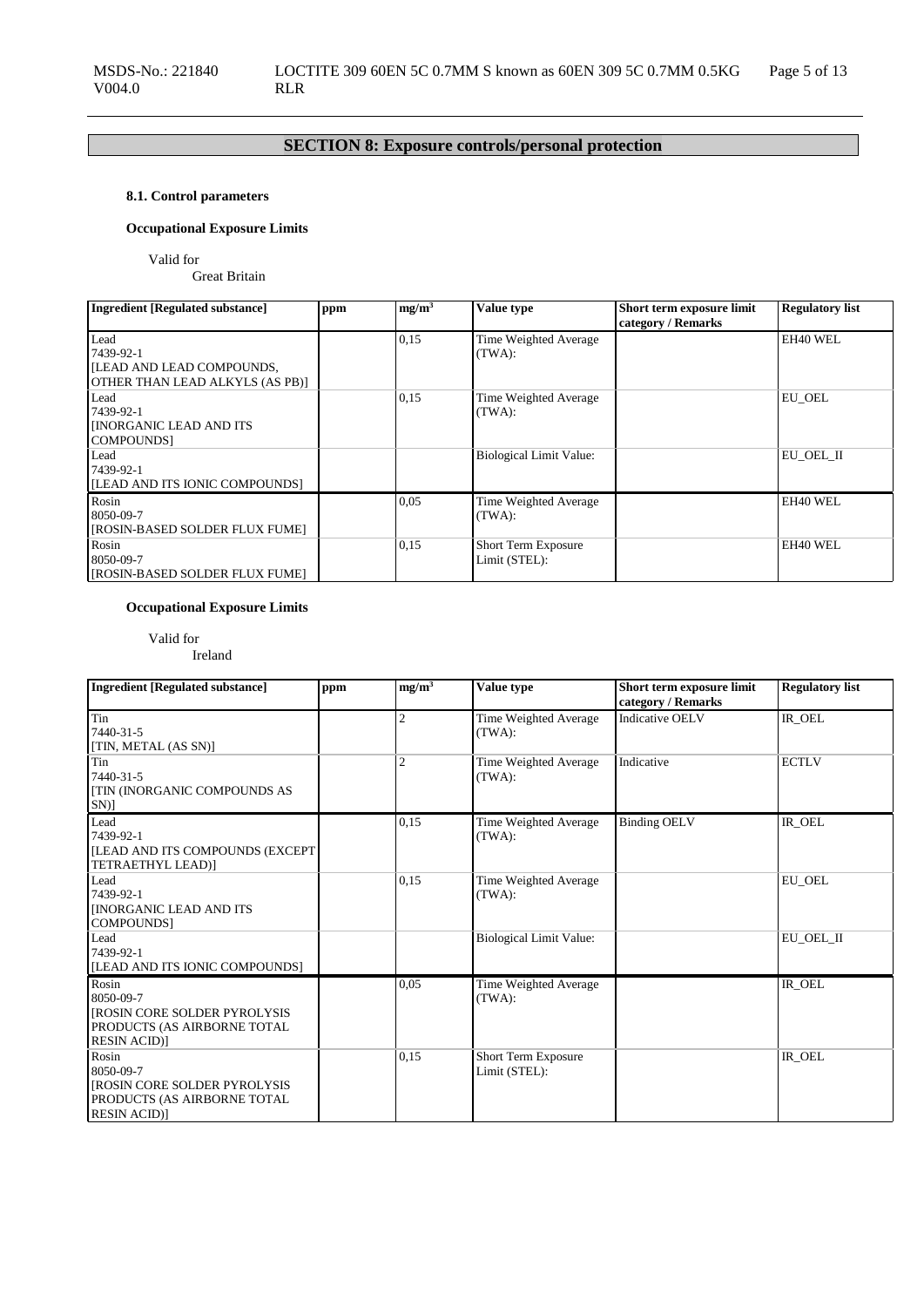## SECTION 8: Exposure controls/personal protection

### 8.1. Control parameters

**Occupational Exposure Limits**

Valid for
Great Britain

| Ingredient [Regulated substance] | ppm | mg/m³ | Value type | Short term exposure limit category / Remarks | Regulatory list |
|---|---|---|---|---|---|
| Lead<br>7439-92-1<br>[LEAD AND LEAD COMPOUNDS, OTHER THAN LEAD ALKYLS (AS PB)] | | 0,15 | Time Weighted Average (TWA): | | EH40 WEL |
| Lead<br>7439-92-1<br>[INORGANIC LEAD AND ITS COMPOUNDS] | | 0,15 | Time Weighted Average (TWA): | | EU_OEL |
| Lead<br>7439-92-1<br>[LEAD AND ITS IONIC COMPOUNDS] | | | Biological Limit Value: | | EU_OEL_II |
| Rosin<br>8050-09-7<br>[ROSIN-BASED SOLDER FLUX FUME] | | 0,05 | Time Weighted Average (TWA): | | EH40 WEL |
| Rosin<br>8050-09-7<br>[ROSIN-BASED SOLDER FLUX FUME] | | 0,15 | Short Term Exposure Limit (STEL): | | EH40 WEL |

**Occupational Exposure Limits**

Valid for
Ireland

| Ingredient [Regulated substance] | ppm | mg/m³ | Value type | Short term exposure limit category / Remarks | Regulatory list |
|---|---|---|---|---|---|
| Tin<br>7440-31-5<br>[TIN, METAL (AS SN)] | | 2 | Time Weighted Average (TWA): | Indicative OELV | IR_OEL |
| Tin<br>7440-31-5<br>[TIN (INORGANIC COMPOUNDS AS SN)] | | 2 | Time Weighted Average (TWA): | Indicative | ECTLV |
| Lead<br>7439-92-1<br>[LEAD AND ITS COMPOUNDS (EXCEPT TETRAETHYL LEAD)] | | 0,15 | Time Weighted Average (TWA): | Binding OELV | IR_OEL |
| Lead<br>7439-92-1<br>[INORGANIC LEAD AND ITS COMPOUNDS] | | 0,15 | Time Weighted Average (TWA): | | EU_OEL |
| Lead<br>7439-92-1<br>[LEAD AND ITS IONIC COMPOUNDS] | | | Biological Limit Value: | | EU_OEL_II |
| Rosin<br>8050-09-7<br>[ROSIN CORE SOLDER PYROLYSIS PRODUCTS (AS AIRBORNE TOTAL RESIN ACID)] | | 0,05 | Time Weighted Average (TWA): | | IR_OEL |
| Rosin<br>8050-09-7<br>[ROSIN CORE SOLDER PYROLYSIS PRODUCTS (AS AIRBORNE TOTAL RESIN ACID)] | | 0,15 | Short Term Exposure Limit (STEL): | | IR_OEL |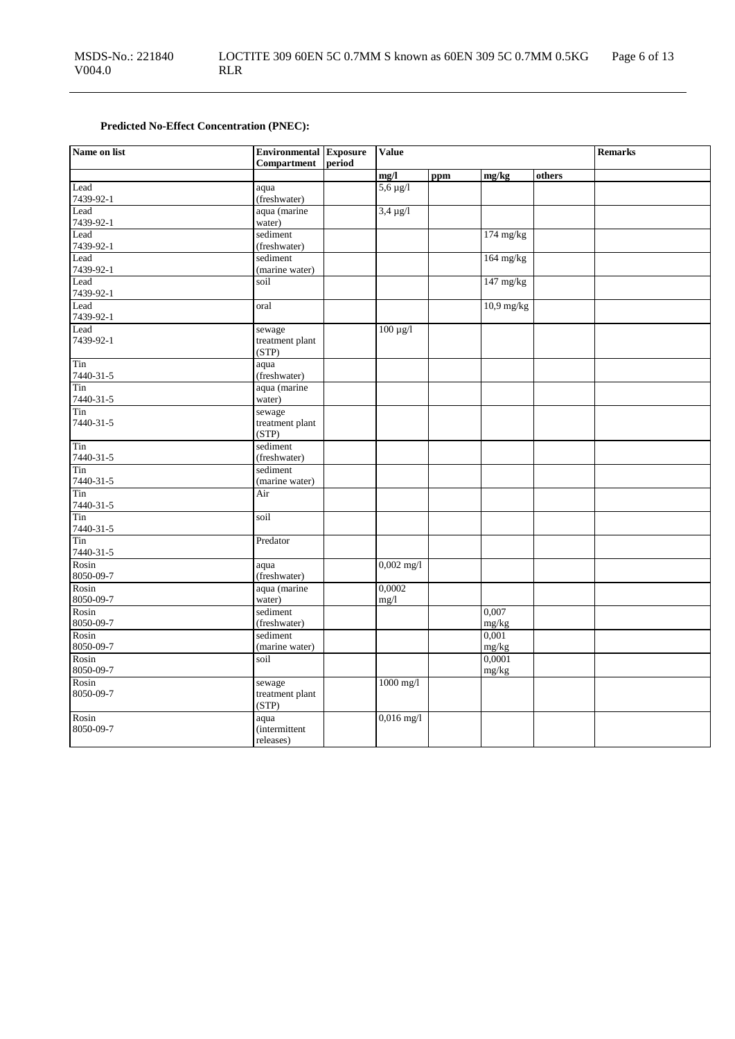**Predicted No-Effect Concentration (PNEC):**

| Name on list | Environmental Compartment | Exposure period | Value | | | | Remarks |
|---|---|---|---|---|---|---|---|
| | | | mg/l | ppm | mg/kg | others | |
| Lead 7439-92-1 | aqua (freshwater) | | 5,6 µg/l | | | | |
| Lead 7439-92-1 | aqua (marine water) | | 3,4 µg/l | | | | |
| Lead 7439-92-1 | sediment (freshwater) | | | | 174 mg/kg | | |
| Lead 7439-92-1 | sediment (marine water) | | | | 164 mg/kg | | |
| Lead 7439-92-1 | soil | | | | 147 mg/kg | | |
| Lead 7439-92-1 | oral | | | | 10,9 mg/kg | | |
| Lead 7439-92-1 | sewage treatment plant (STP) | | 100 µg/l | | | | |
| Tin 7440-31-5 | aqua (freshwater) | | | | | | |
| Tin 7440-31-5 | aqua (marine water) | | | | | | |
| Tin 7440-31-5 | sewage treatment plant (STP) | | | | | | |
| Tin 7440-31-5 | sediment (freshwater) | | | | | | |
| Tin 7440-31-5 | sediment (marine water) | | | | | | |
| Tin 7440-31-5 | Air | | | | | | |
| Tin 7440-31-5 | soil | | | | | | |
| Tin 7440-31-5 | Predator | | | | | | |
| Rosin 8050-09-7 | aqua (freshwater) | | 0,002 mg/l | | | | |
| Rosin 8050-09-7 | aqua (marine water) | | 0,0002 mg/l | | | | |
| Rosin 8050-09-7 | sediment (freshwater) | | | | 0,007 mg/kg | | |
| Rosin 8050-09-7 | sediment (marine water) | | | | 0,001 mg/kg | | |
| Rosin 8050-09-7 | soil | | | | 0,0001 mg/kg | | |
| Rosin 8050-09-7 | sewage treatment plant (STP) | | 1000 mg/l | | | | |
| Rosin 8050-09-7 | aqua (intermittent releases) | | 0,016 mg/l | | | | |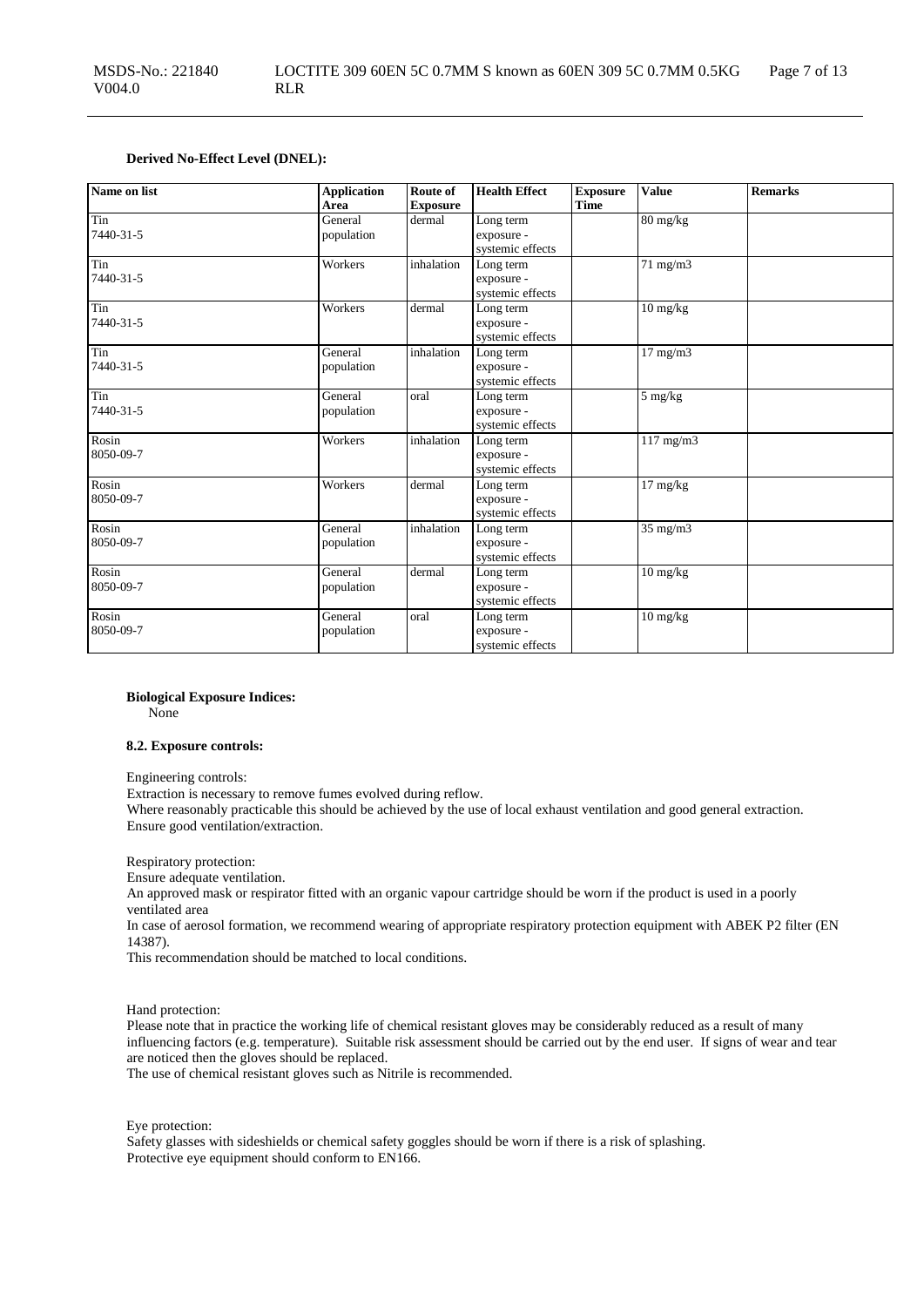**Derived No-Effect Level (DNEL):**

| Name on list | Application Area | Route of Exposure | Health Effect | Exposure Time | Value | Remarks |
|---|---|---|---|---|---|---|
| Tin<br>7440-31-5 | General population | dermal | Long term exposure - systemic effects | | 80 mg/kg | |
| Tin<br>7440-31-5 | Workers | inhalation | Long term exposure - systemic effects | | 71 mg/m3 | |
| Tin<br>7440-31-5 | Workers | dermal | Long term exposure - systemic effects | | 10 mg/kg | |
| Tin<br>7440-31-5 | General population | inhalation | Long term exposure - systemic effects | | 17 mg/m3 | |
| Tin<br>7440-31-5 | General population | oral | Long term exposure - systemic effects | | 5 mg/kg | |
| Rosin<br>8050-09-7 | Workers | inhalation | Long term exposure - systemic effects | | 117 mg/m3 | |
| Rosin<br>8050-09-7 | Workers | dermal | Long term exposure - systemic effects | | 17 mg/kg | |
| Rosin<br>8050-09-7 | General population | inhalation | Long term exposure - systemic effects | | 35 mg/m3 | |
| Rosin<br>8050-09-7 | General population | dermal | Long term exposure - systemic effects | | 10 mg/kg | |
| Rosin<br>8050-09-7 | General population | oral | Long term exposure - systemic effects | | 10 mg/kg | |

**Biological Exposure Indices:**
None

**8.2. Exposure controls:**

Engineering controls:
Extraction is necessary to remove fumes evolved during reflow.
Where reasonably practicable this should be achieved by the use of local exhaust ventilation and good general extraction.
Ensure good ventilation/extraction.

Respiratory protection:
Ensure adequate ventilation.
An approved mask or respirator fitted with an organic vapour cartridge should be worn if the product is used in a poorly ventilated area
In case of aerosol formation, we recommend wearing of appropriate respiratory protection equipment with ABEK P2 filter (EN 14387).
This recommendation should be matched to local conditions.

Hand protection:
Please note that in practice the working life of chemical resistant gloves may be considerably reduced as a result of many influencing factors (e.g. temperature). Suitable risk assessment should be carried out by the end user. If signs of wear and tear are noticed then the gloves should be replaced.
The use of chemical resistant gloves such as Nitrile is recommended.

Eye protection:
Safety glasses with sideshields or chemical safety goggles should be worn if there is a risk of splashing.
Protective eye equipment should conform to EN166.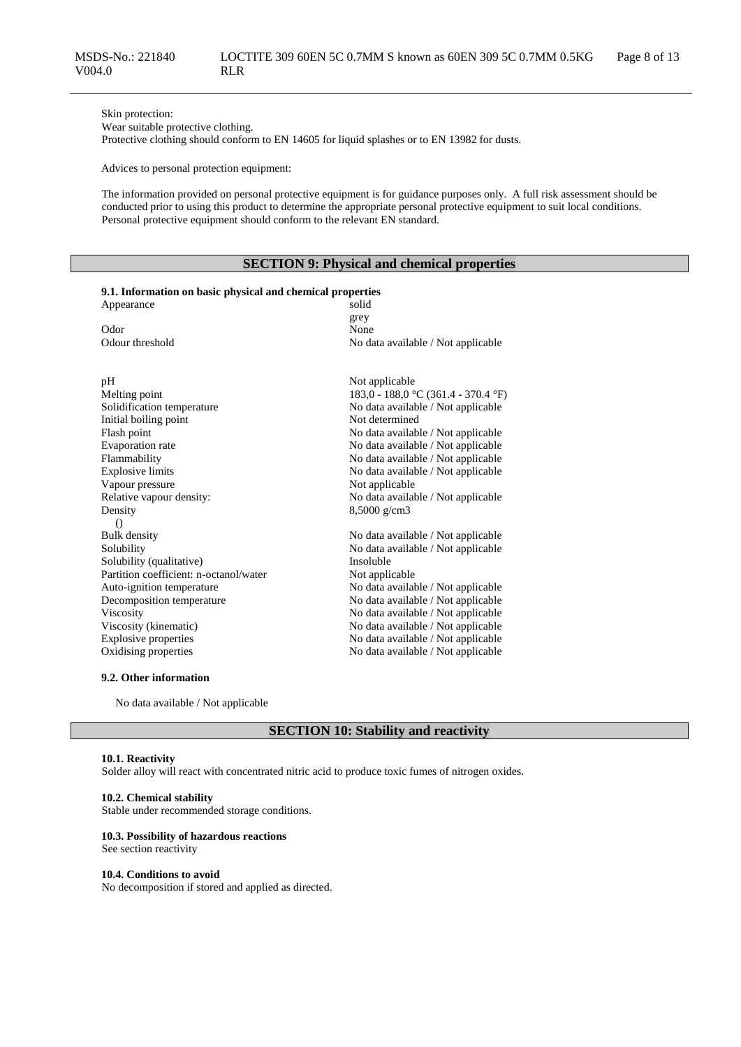Skin protection:
Wear suitable protective clothing.
Protective clothing should conform to EN 14605 for liquid splashes or to EN 13982 for dusts.

Advices to personal protection equipment:

The information provided on personal protective equipment is for guidance purposes only. A full risk assessment should be conducted prior to using this product to determine the appropriate personal protective equipment to suit local conditions. Personal protective equipment should conform to the relevant EN standard.

## SECTION 9: Physical and chemical properties

### 9.1. Information on basic physical and chemical properties

| | |
|---|---|
| Appearance | solid<br>grey |
| Odor | None |
| Odour threshold | No data available / Not applicable |
| pH | Not applicable |
| Melting point | 183,0 - 188,0 °C (361.4 - 370.4 °F) |
| Solidification temperature | No data available / Not applicable |
| Initial boiling point | Not determined |
| Flash point | No data available / Not applicable |
| Evaporation rate | No data available / Not applicable |
| Flammability | No data available / Not applicable |
| Explosive limits | No data available / Not applicable |
| Vapour pressure | Not applicable |
| Relative vapour density: | No data available / Not applicable |
| Density<br>() | 8,5000 g/cm3 |
| Bulk density | No data available / Not applicable |
| Solubility | No data available / Not applicable |
| Solubility (qualitative) | Insoluble |
| Partition coefficient: n-octanol/water | Not applicable |
| Auto-ignition temperature | No data available / Not applicable |
| Decomposition temperature | No data available / Not applicable |
| Viscosity | No data available / Not applicable |
| Viscosity (kinematic) | No data available / Not applicable |
| Explosive properties | No data available / Not applicable |
| Oxidising properties | No data available / Not applicable |

### 9.2. Other information

No data available / Not applicable

## SECTION 10: Stability and reactivity

### 10.1. Reactivity

Solder alloy will react with concentrated nitric acid to produce toxic fumes of nitrogen oxides.

### 10.2. Chemical stability

Stable under recommended storage conditions.

### 10.3. Possibility of hazardous reactions

See section reactivity

### 10.4. Conditions to avoid

No decomposition if stored and applied as directed.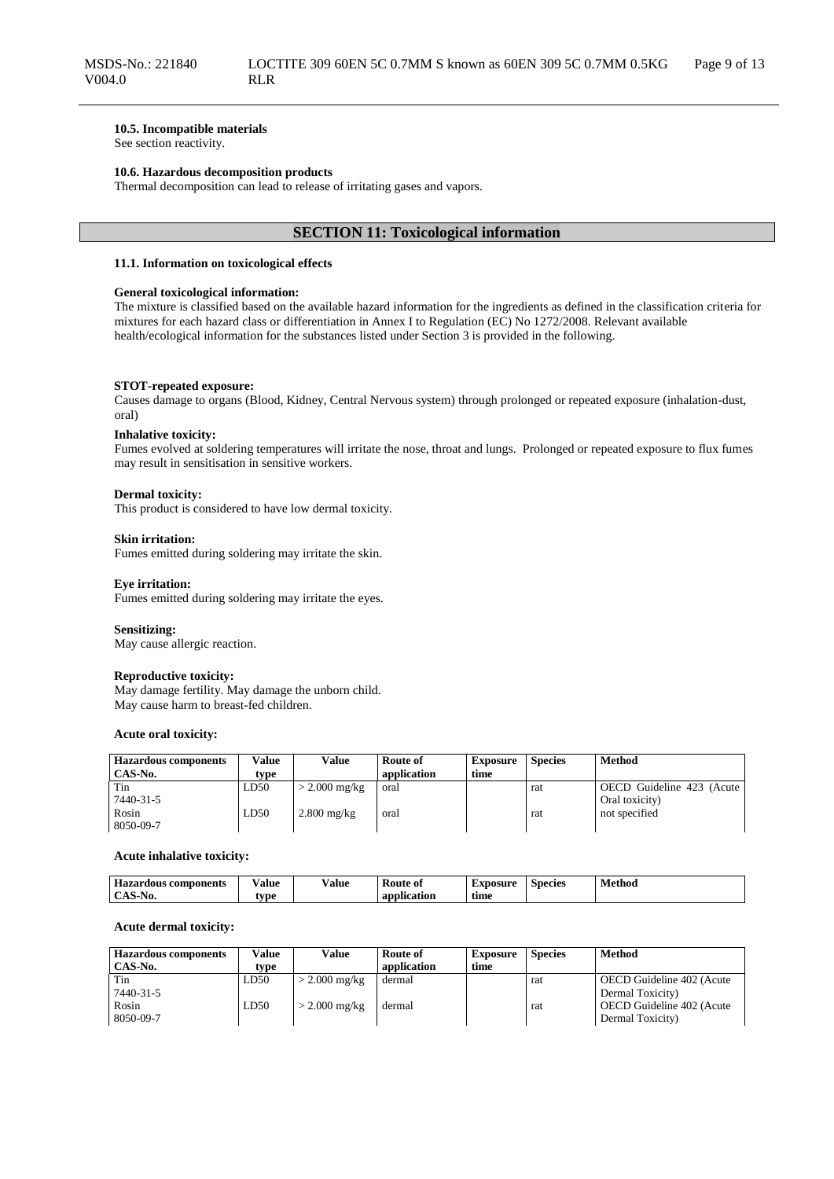**10.5. Incompatible materials**
See section reactivity.

**10.6. Hazardous decomposition products**
Thermal decomposition can lead to release of irritating gases and vapors.

## SECTION 11: Toxicological information

**11.1. Information on toxicological effects**

**General toxicological information:**
The mixture is classified based on the available hazard information for the ingredients as defined in the classification criteria for mixtures for each hazard class or differentiation in Annex I to Regulation (EC) No 1272/2008. Relevant available health/ecological information for the substances listed under Section 3 is provided in the following.

**STOT-repeated exposure:**
Causes damage to organs (Blood, Kidney, Central Nervous system) through prolonged or repeated exposure (inhalation-dust, oral)

**Inhalative toxicity:**
Fumes evolved at soldering temperatures will irritate the nose, throat and lungs. Prolonged or repeated exposure to flux fumes may result in sensitisation in sensitive workers.

**Dermal toxicity:**
This product is considered to have low dermal toxicity.

**Skin irritation:**
Fumes emitted during soldering may irritate the skin.

**Eye irritation:**
Fumes emitted during soldering may irritate the eyes.

**Sensitizing:**
May cause allergic reaction.

**Reproductive toxicity:**
May damage fertility. May damage the unborn child.
May cause harm to breast-fed children.

**Acute oral toxicity:**

| Hazardous components CAS-No. | Value type | Value | Route of application | Exposure time | Species | Method |
|---|---|---|---|---|---|---|
| Tin 7440-31-5 | LD50 | > 2.000 mg/kg | oral | | rat | OECD Guideline 423 (Acute Oral toxicity) |
| Rosin 8050-09-7 | LD50 | 2.800 mg/kg | oral | | rat | not specified |

**Acute inhalative toxicity:**

| Hazardous components CAS-No. | Value type | Value | Route of application | Exposure time | Species | Method |
|---|---|---|---|---|---|---|

**Acute dermal toxicity:**

| Hazardous components CAS-No. | Value type | Value | Route of application | Exposure time | Species | Method |
|---|---|---|---|---|---|---|
| Tin 7440-31-5 | LD50 | > 2.000 mg/kg | dermal | | rat | OECD Guideline 402 (Acute Dermal Toxicity) |
| Rosin 8050-09-7 | LD50 | > 2.000 mg/kg | dermal | | rat | OECD Guideline 402 (Acute Dermal Toxicity) |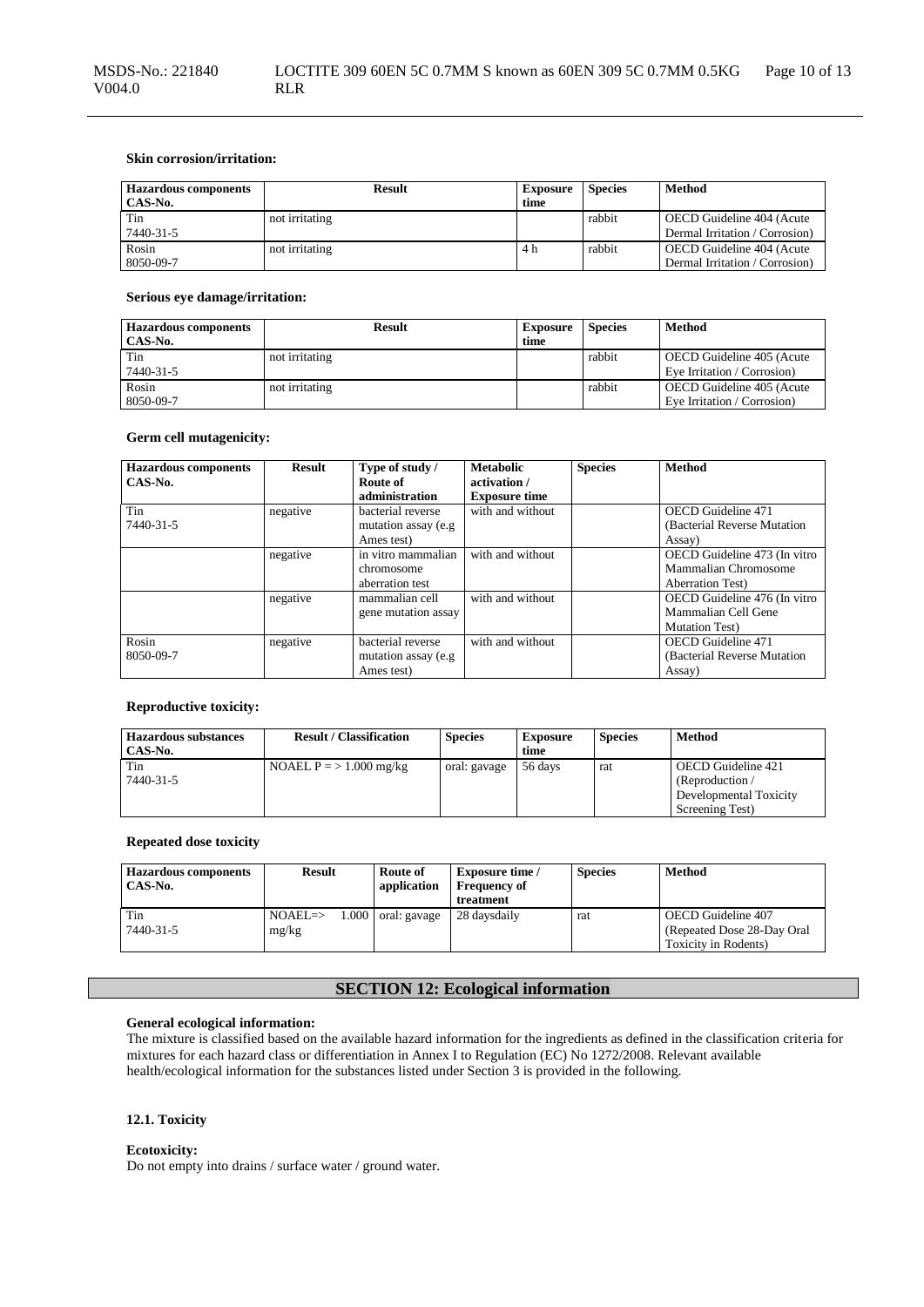**Skin corrosion/irritation:**

| Hazardous components CAS-No. | Result | Exposure time | Species | Method |
|---|---|---|---|---|
| Tin 7440-31-5 | not irritating | | rabbit | OECD Guideline 404 (Acute Dermal Irritation / Corrosion) |
| Rosin 8050-09-7 | not irritating | 4 h | rabbit | OECD Guideline 404 (Acute Dermal Irritation / Corrosion) |

**Serious eye damage/irritation:**

| Hazardous components CAS-No. | Result | Exposure time | Species | Method |
|---|---|---|---|---|
| Tin 7440-31-5 | not irritating | | rabbit | OECD Guideline 405 (Acute Eye Irritation / Corrosion) |
| Rosin 8050-09-7 | not irritating | | rabbit | OECD Guideline 405 (Acute Eye Irritation / Corrosion) |

**Germ cell mutagenicity:**

| Hazardous components CAS-No. | Result | Type of study / Route of administration | Metabolic activation / Exposure time | Species | Method |
|---|---|---|---|---|---|
| Tin 7440-31-5 | negative | bacterial reverse mutation assay (e.g Ames test) | with and without | | OECD Guideline 471 (Bacterial Reverse Mutation Assay) |
| | negative | in vitro mammalian chromosome aberration test | with and without | | OECD Guideline 473 (In vitro Mammalian Chromosome Aberration Test) |
| | negative | mammalian cell gene mutation assay | with and without | | OECD Guideline 476 (In vitro Mammalian Cell Gene Mutation Test) |
| Rosin 8050-09-7 | negative | bacterial reverse mutation assay (e.g Ames test) | with and without | | OECD Guideline 471 (Bacterial Reverse Mutation Assay) |

**Reproductive toxicity:**

| Hazardous substances CAS-No. | Result / Classification | Species | Exposure time | Species | Method |
|---|---|---|---|---|---|
| Tin 7440-31-5 | NOAEL P = > 1.000 mg/kg | oral: gavage | 56 days | rat | OECD Guideline 421 (Reproduction / Developmental Toxicity Screening Test) |

**Repeated dose toxicity**

| Hazardous components CAS-No. | Result | Route of application | Exposure time / Frequency of treatment | Species | Method |
|---|---|---|---|---|---|
| Tin 7440-31-5 | NOAEL=> 1.000 mg/kg | oral: gavage | 28 daysdaily | rat | OECD Guideline 407 (Repeated Dose 28-Day Oral Toxicity in Rodents) |

## SECTION 12: Ecological information

**General ecological information:**

The mixture is classified based on the available hazard information for the ingredients as defined in the classification criteria for mixtures for each hazard class or differentiation in Annex I to Regulation (EC) No 1272/2008. Relevant available health/ecological information for the substances listed under Section 3 is provided in the following.

### 12.1. Toxicity

**Ecotoxicity:**

Do not empty into drains / surface water / ground water.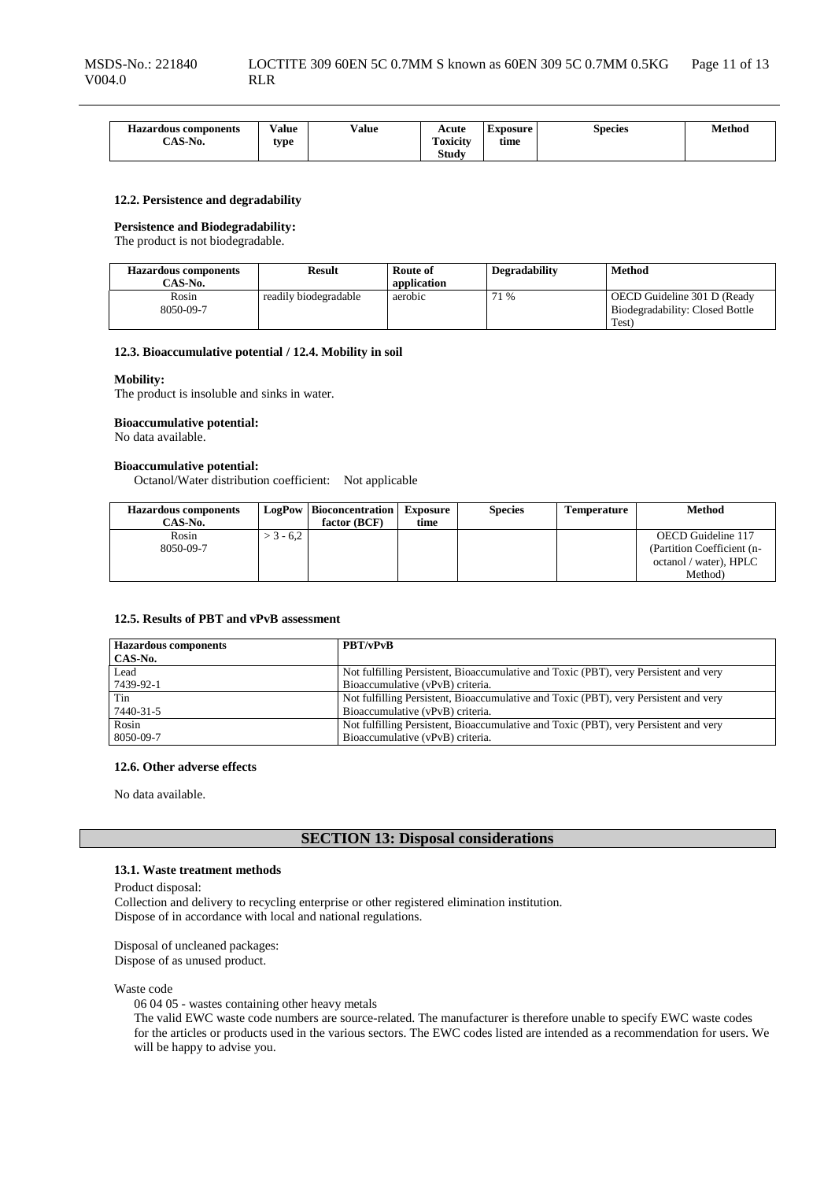| Hazardous components CAS-No. | Value type | Value | Acute Toxicity Study | Exposure time | Species | Method |
|---|---|---|---|---|---|---|

#### 12.2. Persistence and degradability

**Persistence and Biodegradability:**
The product is not biodegradable.

| Hazardous components CAS-No. | Result | Route of application | Degradability | Method |
|---|---|---|---|---|
| Rosin 8050-09-7 | readily biodegradable | aerobic | 71 % | OECD Guideline 301 D (Ready Biodegradability: Closed Bottle Test) |

#### 12.3. Bioaccumulative potential / 12.4. Mobility in soil

**Mobility:**
The product is insoluble and sinks in water.

**Bioaccumulative potential:**
No data available.

**Bioaccumulative potential:**
Octanol/Water distribution coefficient: Not applicable

| Hazardous components CAS-No. | LogPow | Bioconcentration factor (BCF) | Exposure time | Species | Temperature | Method |
|---|---|---|---|---|---|---|
| Rosin 8050-09-7 | > 3 - 6,2 | | | | | OECD Guideline 117 (Partition Coefficient (n-octanol / water), HPLC Method) |

#### 12.5. Results of PBT and vPvB assessment

| Hazardous components CAS-No. | PBT/vPvB |
|---|---|
| Lead 7439-92-1 | Not fulfilling Persistent, Bioaccumulative and Toxic (PBT), very Persistent and very Bioaccumulative (vPvB) criteria. |
| Tin 7440-31-5 | Not fulfilling Persistent, Bioaccumulative and Toxic (PBT), very Persistent and very Bioaccumulative (vPvB) criteria. |
| Rosin 8050-09-7 | Not fulfilling Persistent, Bioaccumulative and Toxic (PBT), very Persistent and very Bioaccumulative (vPvB) criteria. |

#### 12.6. Other adverse effects

No data available.

## SECTION 13: Disposal considerations

#### 13.1. Waste treatment methods

Product disposal:
Collection and delivery to recycling enterprise or other registered elimination institution.
Dispose of in accordance with local and national regulations.

Disposal of uncleaned packages:
Dispose of as unused product.

Waste code
06 04 05 - wastes containing other heavy metals
The valid EWC waste code numbers are source-related. The manufacturer is therefore unable to specify EWC waste codes for the articles or products used in the various sectors. The EWC codes listed are intended as a recommendation for users. We will be happy to advise you.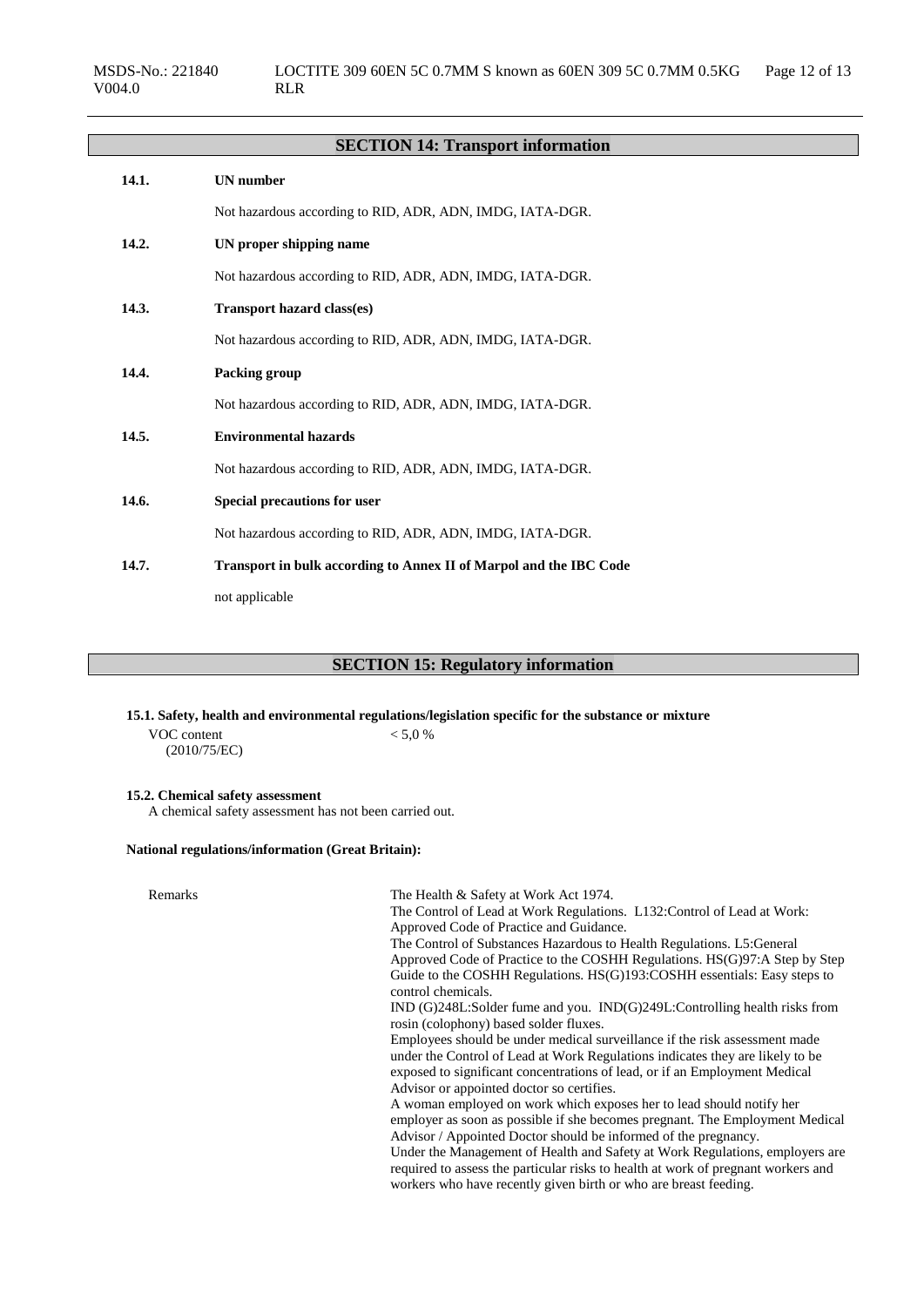## SECTION 14: Transport information

**14.1. UN number**

Not hazardous according to RID, ADR, ADN, IMDG, IATA-DGR.

**14.2. UN proper shipping name**

Not hazardous according to RID, ADR, ADN, IMDG, IATA-DGR.

**14.3. Transport hazard class(es)**

Not hazardous according to RID, ADR, ADN, IMDG, IATA-DGR.

**14.4. Packing group**

Not hazardous according to RID, ADR, ADN, IMDG, IATA-DGR.

**14.5. Environmental hazards**

Not hazardous according to RID, ADR, ADN, IMDG, IATA-DGR.

**14.6. Special precautions for user**

Not hazardous according to RID, ADR, ADN, IMDG, IATA-DGR.

**14.7. Transport in bulk according to Annex II of Marpol and the IBC Code**

not applicable

## SECTION 15: Regulatory information

**15.1. Safety, health and environmental regulations/legislation specific for the substance or mixture**

VOC content (2010/75/EC) < 5,0 %

**15.2. Chemical safety assessment**

A chemical safety assessment has not been carried out.

**National regulations/information (Great Britain):**

Remarks

The Health & Safety at Work Act 1974.
The Control of Lead at Work Regulations. L132:Control of Lead at Work: Approved Code of Practice and Guidance.
The Control of Substances Hazardous to Health Regulations. L5:General Approved Code of Practice to the COSHH Regulations. HS(G)97:A Step by Step Guide to the COSHH Regulations. HS(G)193:COSHH essentials: Easy steps to control chemicals.
IND (G)248L:Solder fume and you. IND(G)249L:Controlling health risks from rosin (colophony) based solder fluxes.
Employees should be under medical surveillance if the risk assessment made under the Control of Lead at Work Regulations indicates they are likely to be exposed to significant concentrations of lead, or if an Employment Medical Advisor or appointed doctor so certifies.
A woman employed on work which exposes her to lead should notify her employer as soon as possible if she becomes pregnant. The Employment Medical Advisor / Appointed Doctor should be informed of the pregnancy.
Under the Management of Health and Safety at Work Regulations, employers are required to assess the particular risks to health at work of pregnant workers and workers who have recently given birth or who are breast feeding.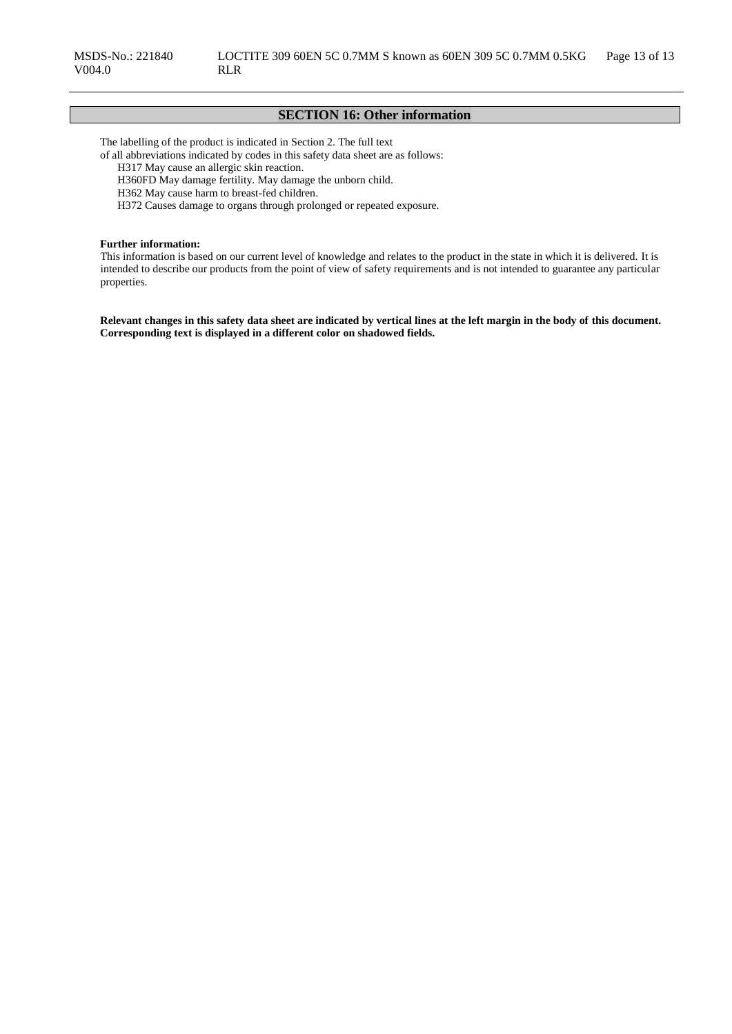## SECTION 16: Other information

The labelling of the product is indicated in Section 2. The full text of all abbreviations indicated by codes in this safety data sheet are as follows:

H317 May cause an allergic skin reaction.
H360FD May damage fertility. May damage the unborn child.
H362 May cause harm to breast-fed children.
H372 Causes damage to organs through prolonged or repeated exposure.

**Further information:**
This information is based on our current level of knowledge and relates to the product in the state in which it is delivered. It is intended to describe our products from the point of view of safety requirements and is not intended to guarantee any particular properties.

**Relevant changes in this safety data sheet are indicated by vertical lines at the left margin in the body of this document. Corresponding text is displayed in a different color on shadowed fields.**